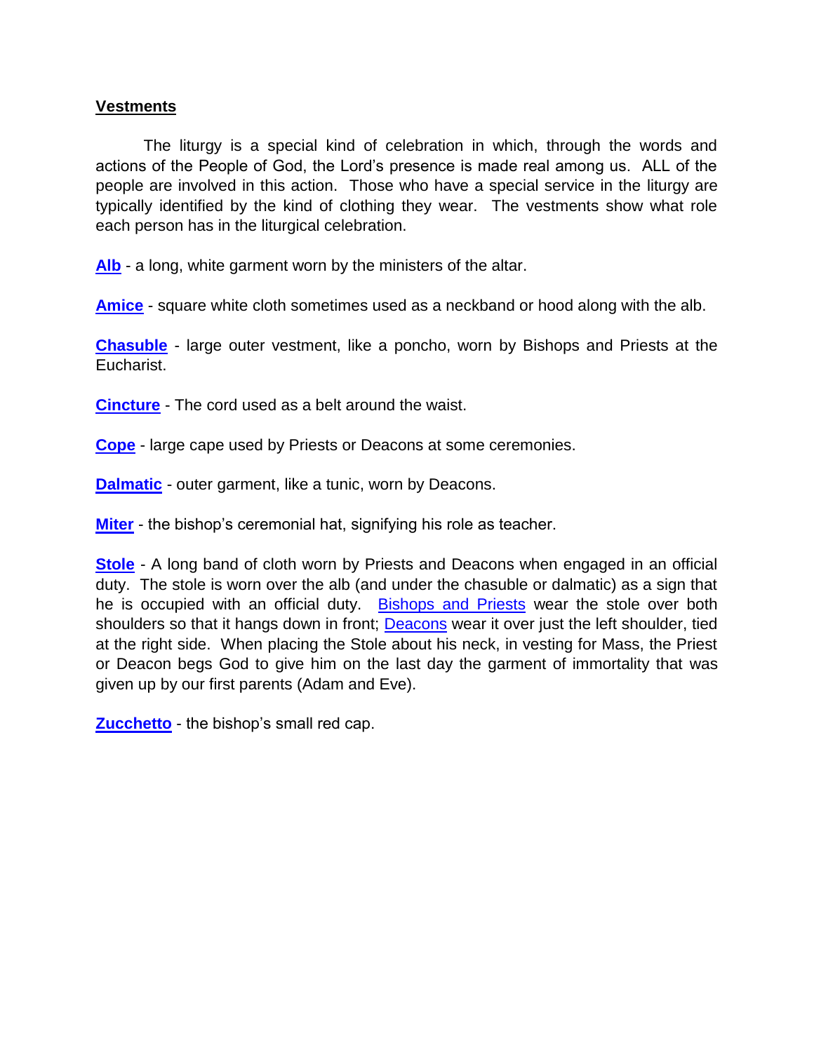**Vestments**

The liturgy is a special kind of celebration in which, through the words and actions of the People of God, the Lord's presence is made real among us. ALL of the people are involved in this action. Those who have a special service in the liturgy are typically identified by the kind of clothing they wear. The vestments show what role each person has in the liturgical celebration.

**Alb** - a long, white garment worn by the ministers of the altar.

**Amice** - square white cloth sometimes used as a neckband or hood along with the alb.

**Chasuble** - large outer vestment, like a poncho, worn by Bishops and Priests at the Eucharist.

**Cincture** - The cord used as a belt around the waist.

**Cope** - large cape used by Priests or Deacons at some ceremonies.

**Dalmatic** - outer garment, like a tunic, worn by Deacons.

**Miter** - the bishop's ceremonial hat, signifying his role as teacher.

**Stole** - A long band of cloth worn by Priests and Deacons when engaged in an official duty. The stole is worn over the alb (and under the chasuble or dalmatic) as a sign that he is occupied with an official duty. Bishops and Priests wear the stole over both shoulders so that it hangs down in front; Deacons wear it over just the left shoulder, tied at the right side. When placing the Stole about his neck, in vesting for Mass, the Priest or Deacon begs God to give him on the last day the garment of immortality that was given up by our first parents (Adam and Eve).

**Zucchetto** - the bishop's small red cap.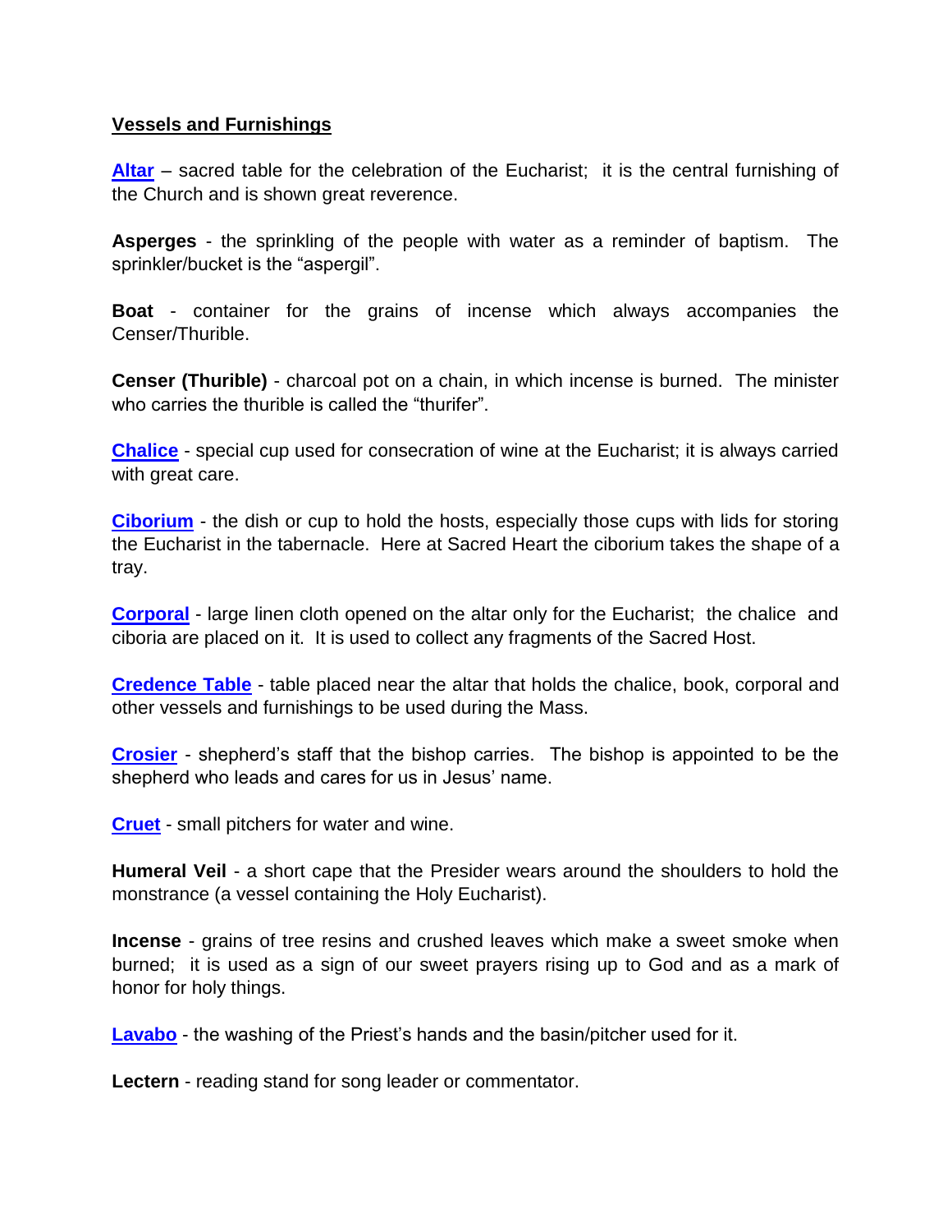**Vessels and Furnishings**

**Altar** – sacred table for the celebration of the Eucharist; it is the central furnishing of the Church and is shown great reverence.

**Asperges** - the sprinkling of the people with water as a reminder of baptism. The sprinkler/bucket is the "aspergil".

**Boat** - container for the grains of incense which always accompanies the Censer/Thurible.

**Censer (Thurible)** - charcoal pot on a chain, in which incense is burned. The minister who carries the thurible is called the "thurifer".

**Chalice** - special cup used for consecration of wine at the Eucharist; it is always carried with great care.

**Ciborium** - the dish or cup to hold the hosts, especially those cups with lids for storing the Eucharist in the tabernacle. Here at Sacred Heart the ciborium takes the shape of a tray.

**Corporal** - large linen cloth opened on the altar only for the Eucharist; the chalice and ciboria are placed on it. It is used to collect any fragments of the Sacred Host.

**Credence Table** - table placed near the altar that holds the chalice, book, corporal and other vessels and furnishings to be used during the Mass.

**Crosier** - shepherd's staff that the bishop carries. The bishop is appointed to be the shepherd who leads and cares for us in Jesus' name.

**Cruet** - small pitchers for water and wine.

**Humeral Veil** - a short cape that the Presider wears around the shoulders to hold the monstrance (a vessel containing the Holy Eucharist).

**Incense** - grains of tree resins and crushed leaves which make a sweet smoke when burned; it is used as a sign of our sweet prayers rising up to God and as a mark of honor for holy things.

**Lavabo** - the washing of the Priest's hands and the basin/pitcher used for it.

**Lectern** - reading stand for song leader or commentator.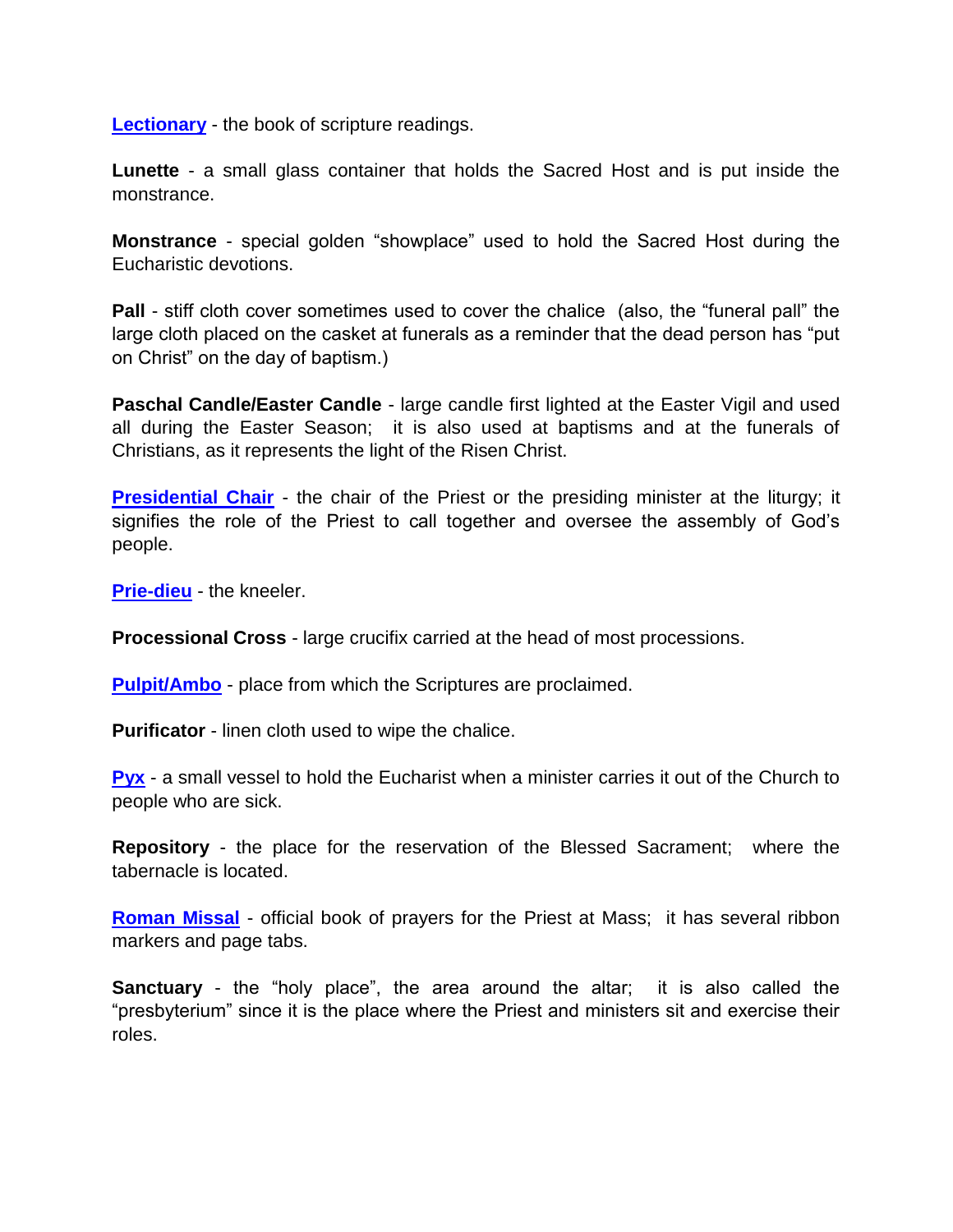**Lectionary** - the book of scripture readings.

**Lunette** - a small glass container that holds the Sacred Host and is put inside the monstrance.

**Monstrance** - special golden “showplace” used to hold the Sacred Host during the Eucharistic devotions.

**Pall** - stiff cloth cover sometimes used to cover the chalice (also, the “funeral pall” the large cloth placed on the casket at funerals as a reminder that the dead person has “put on Christ” on the day of baptism.)

**Paschal Candle/Easter Candle** - large candle first lighted at the Easter Vigil and used all during the Easter Season; it is also used at baptisms and at the funerals of Christians, as it represents the light of the Risen Christ.

**Presidential Chair** - the chair of the Priest or the presiding minister at the liturgy; it signifies the role of the Priest to call together and oversee the assembly of God’s people.

**Prie-dieu** - the kneeler.

**Processional Cross** - large crucifix carried at the head of most processions.

**Pulpit/Ambo** - place from which the Scriptures are proclaimed.

**Purificator** - linen cloth used to wipe the chalice.

**Pyx** - a small vessel to hold the Eucharist when a minister carries it out of the Church to people who are sick.

**Repository** - the place for the reservation of the Blessed Sacrament; where the tabernacle is located.

**Roman Missal** - official book of prayers for the Priest at Mass; it has several ribbon markers and page tabs.

**Sanctuary** - the “holy place”, the area around the altar; it is also called the “presbyterium” since it is the place where the Priest and ministers sit and exercise their roles.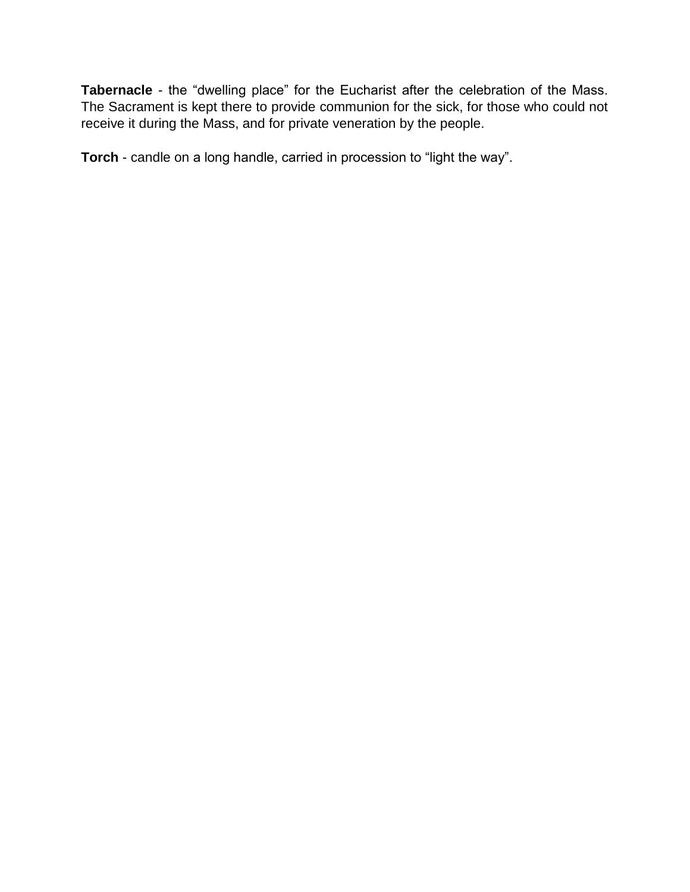**Tabernacle** - the “dwelling place” for the Eucharist after the celebration of the Mass. The Sacrament is kept there to provide communion for the sick, for those who could not receive it during the Mass, and for private veneration by the people.

**Torch** - candle on a long handle, carried in procession to “light the way”.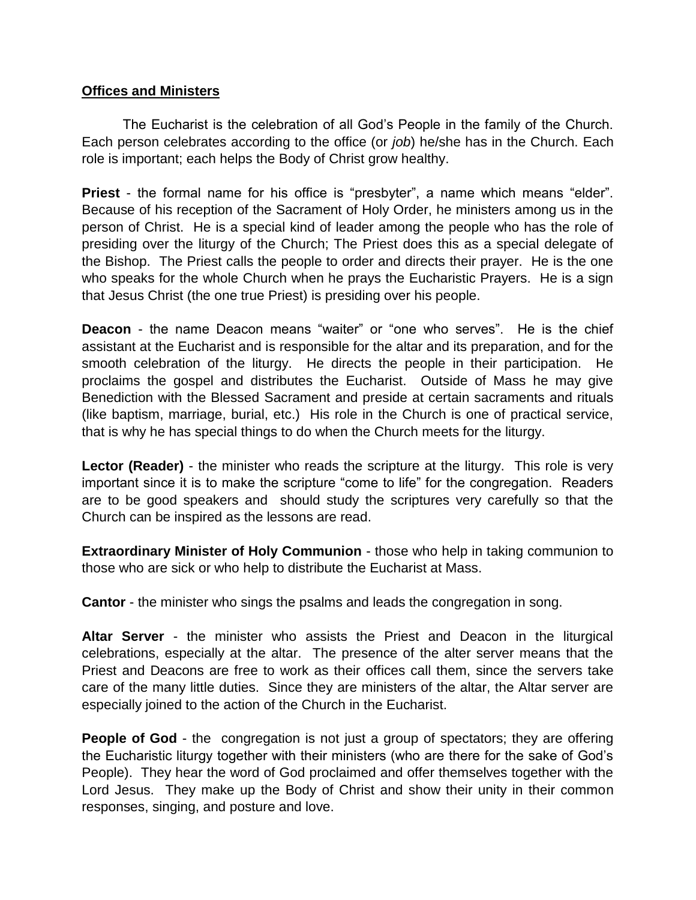**Offices and Ministers**

The Eucharist is the celebration of all God's People in the family of the Church. Each person celebrates according to the office (or *job*) he/she has in the Church. Each role is important; each helps the Body of Christ grow healthy.

**Priest** - the formal name for his office is "presbyter", a name which means "elder". Because of his reception of the Sacrament of Holy Order, he ministers among us in the person of Christ. He is a special kind of leader among the people who has the role of presiding over the liturgy of the Church; The Priest does this as a special delegate of the Bishop. The Priest calls the people to order and directs their prayer. He is the one who speaks for the whole Church when he prays the Eucharistic Prayers. He is a sign that Jesus Christ (the one true Priest) is presiding over his people.

**Deacon** - the name Deacon means "waiter" or "one who serves". He is the chief assistant at the Eucharist and is responsible for the altar and its preparation, and for the smooth celebration of the liturgy. He directs the people in their participation. He proclaims the gospel and distributes the Eucharist. Outside of Mass he may give Benediction with the Blessed Sacrament and preside at certain sacraments and rituals (like baptism, marriage, burial, etc.) His role in the Church is one of practical service, that is why he has special things to do when the Church meets for the liturgy.

**Lector (Reader)** - the minister who reads the scripture at the liturgy. This role is very important since it is to make the scripture "come to life" for the congregation. Readers are to be good speakers and should study the scriptures very carefully so that the Church can be inspired as the lessons are read.

**Extraordinary Minister of Holy Communion** - those who help in taking communion to those who are sick or who help to distribute the Eucharist at Mass.

**Cantor** - the minister who sings the psalms and leads the congregation in song.

**Altar Server** - the minister who assists the Priest and Deacon in the liturgical celebrations, especially at the altar. The presence of the alter server means that the Priest and Deacons are free to work as their offices call them, since the servers take care of the many little duties. Since they are ministers of the altar, the Altar server are especially joined to the action of the Church in the Eucharist.

**People of God** - the congregation is not just a group of spectators; they are offering the Eucharistic liturgy together with their ministers (who are there for the sake of God's People). They hear the word of God proclaimed and offer themselves together with the Lord Jesus. They make up the Body of Christ and show their unity in their common responses, singing, and posture and love.